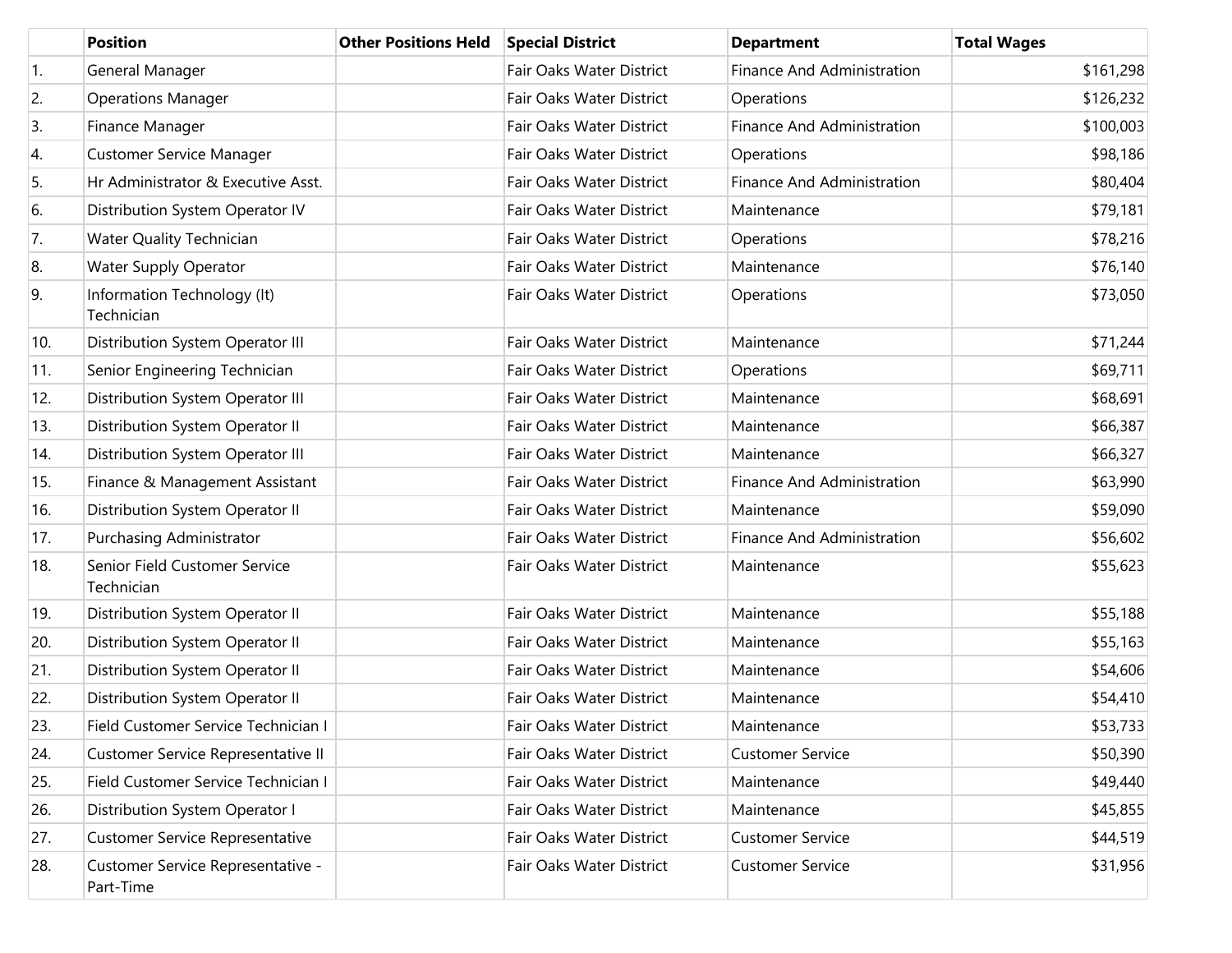| | Position | Other Positions Held | Special District | Department | Total Wages |
|---|---|---|---|---|---|
| 1. | General Manager | | Fair Oaks Water District | Finance And Administration | $161,298 |
| 2. | Operations Manager | | Fair Oaks Water District | Operations | $126,232 |
| 3. | Finance Manager | | Fair Oaks Water District | Finance And Administration | $100,003 |
| 4. | Customer Service Manager | | Fair Oaks Water District | Operations | $98,186 |
| 5. | Hr Administrator & Executive Asst. | | Fair Oaks Water District | Finance And Administration | $80,404 |
| 6. | Distribution System Operator IV | | Fair Oaks Water District | Maintenance | $79,181 |
| 7. | Water Quality Technician | | Fair Oaks Water District | Operations | $78,216 |
| 8. | Water Supply Operator | | Fair Oaks Water District | Maintenance | $76,140 |
| 9. | Information Technology (It) Technician | | Fair Oaks Water District | Operations | $73,050 |
| 10. | Distribution System Operator III | | Fair Oaks Water District | Maintenance | $71,244 |
| 11. | Senior Engineering Technician | | Fair Oaks Water District | Operations | $69,711 |
| 12. | Distribution System Operator III | | Fair Oaks Water District | Maintenance | $68,691 |
| 13. | Distribution System Operator II | | Fair Oaks Water District | Maintenance | $66,387 |
| 14. | Distribution System Operator III | | Fair Oaks Water District | Maintenance | $66,327 |
| 15. | Finance & Management Assistant | | Fair Oaks Water District | Finance And Administration | $63,990 |
| 16. | Distribution System Operator II | | Fair Oaks Water District | Maintenance | $59,090 |
| 17. | Purchasing Administrator | | Fair Oaks Water District | Finance And Administration | $56,602 |
| 18. | Senior Field Customer Service Technician | | Fair Oaks Water District | Maintenance | $55,623 |
| 19. | Distribution System Operator II | | Fair Oaks Water District | Maintenance | $55,188 |
| 20. | Distribution System Operator II | | Fair Oaks Water District | Maintenance | $55,163 |
| 21. | Distribution System Operator II | | Fair Oaks Water District | Maintenance | $54,606 |
| 22. | Distribution System Operator II | | Fair Oaks Water District | Maintenance | $54,410 |
| 23. | Field Customer Service Technician I | | Fair Oaks Water District | Maintenance | $53,733 |
| 24. | Customer Service Representative II | | Fair Oaks Water District | Customer Service | $50,390 |
| 25. | Field Customer Service Technician I | | Fair Oaks Water District | Maintenance | $49,440 |
| 26. | Distribution System Operator I | | Fair Oaks Water District | Maintenance | $45,855 |
| 27. | Customer Service Representative | | Fair Oaks Water District | Customer Service | $44,519 |
| 28. | Customer Service Representative - Part-Time | | Fair Oaks Water District | Customer Service | $31,956 |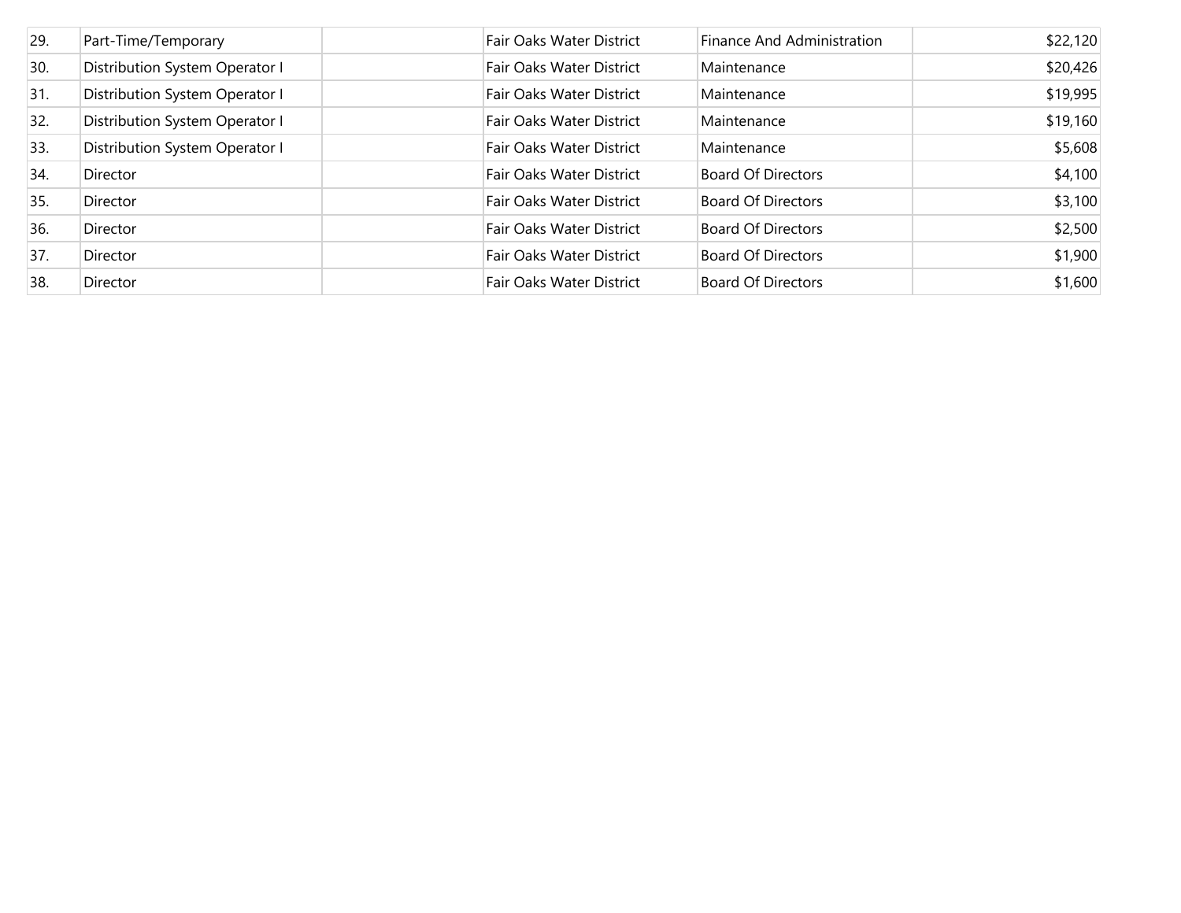| | | | | | |
|---|---|---|---|---|---|
| 29. | Part-Time/Temporary | | Fair Oaks Water District | Finance And Administration | $22,120 |
| 30. | Distribution System Operator I | | Fair Oaks Water District | Maintenance | $20,426 |
| 31. | Distribution System Operator I | | Fair Oaks Water District | Maintenance | $19,995 |
| 32. | Distribution System Operator I | | Fair Oaks Water District | Maintenance | $19,160 |
| 33. | Distribution System Operator I | | Fair Oaks Water District | Maintenance | $5,608 |
| 34. | Director | | Fair Oaks Water District | Board Of Directors | $4,100 |
| 35. | Director | | Fair Oaks Water District | Board Of Directors | $3,100 |
| 36. | Director | | Fair Oaks Water District | Board Of Directors | $2,500 |
| 37. | Director | | Fair Oaks Water District | Board Of Directors | $1,900 |
| 38. | Director | | Fair Oaks Water District | Board Of Directors | $1,600 |